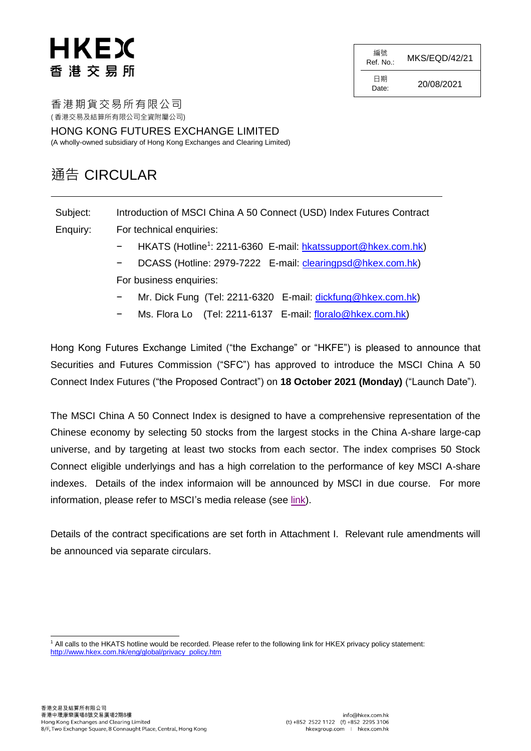HKEX
香港交易所

| 編號 Ref. No.: | MKS/EQD/42/21 |
|---|---|
| 日期 Date: | 20/08/2021 |

香港期貨交易所有限公司
(香港交易及結算所有限公司全資附屬公司)

HONG KONG FUTURES EXCHANGE LIMITED
(A wholly-owned subsidiary of Hong Kong Exchanges and Clearing Limited)

# 通告 CIRCULAR

Subject: Introduction of MSCI China A 50 Connect (USD) Index Futures Contract

Enquiry: For technical enquiries:

- HKATS (Hotline[1]: 2211-6360 E-mail: hkatssupport@hkex.com.hk)
- DCASS (Hotline: 2979-7222 E-mail: clearingpsd@hkex.com.hk)

For business enquiries:

- Mr. Dick Fung (Tel: 2211-6320 E-mail: dickfung@hkex.com.hk)
- Ms. Flora Lo (Tel: 2211-6137 E-mail: floralo@hkex.com.hk)

Hong Kong Futures Exchange Limited ("the Exchange" or "HKFE") is pleased to announce that Securities and Futures Commission ("SFC") has approved to introduce the MSCI China A 50 Connect Index Futures ("the Proposed Contract") on **18 October 2021 (Monday)** ("Launch Date").

The MSCI China A 50 Connect Index is designed to have a comprehensive representation of the Chinese economy by selecting 50 stocks from the largest stocks in the China A-share large-cap universe, and by targeting at least two stocks from each sector. The index comprises 50 Stock Connect eligible underlyings and has a high correlation to the performance of key MSCI A-share indexes. Details of the index informaion will be announced by MSCI in due course. For more information, please refer to MSCI's media release (see link).

Details of the contract specifications are set forth in Attachment I. Relevant rule amendments will be announced via separate circulars.

[1] All calls to the HKATS hotline would be recorded. Please refer to the following link for HKEX privacy policy statement: http://www.hkex.com.hk/eng/global/privacy_policy.htm

香港交易及結算所有限公司
香港中環康樂廣場8號交易廣場2期8樓
Hong Kong Exchanges and Clearing Limited
8/F, Two Exchange Square, 8 Connaught Place, Central, Hong Kong

info@hkex.com.hk
(t) +852 2522 1122 (f) +852 2295 3106
hkexgroup.com | hkex.com.hk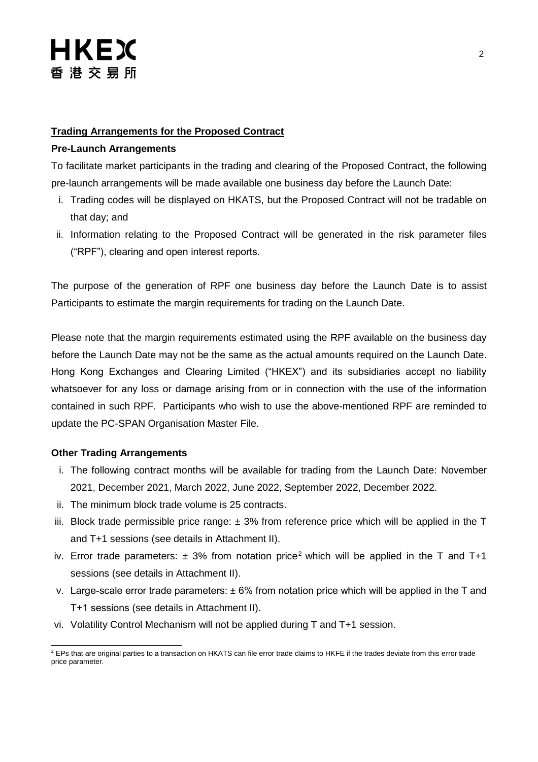## Trading Arrangements for the Proposed Contract

### Pre-Launch Arrangements

To facilitate market participants in the trading and clearing of the Proposed Contract, the following pre-launch arrangements will be made available one business day before the Launch Date:

i. Trading codes will be displayed on HKATS, but the Proposed Contract will not be tradable on that day; and
ii. Information relating to the Proposed Contract will be generated in the risk parameter files ("RPF"), clearing and open interest reports.

The purpose of the generation of RPF one business day before the Launch Date is to assist Participants to estimate the margin requirements for trading on the Launch Date.

Please note that the margin requirements estimated using the RPF available on the business day before the Launch Date may not be the same as the actual amounts required on the Launch Date. Hong Kong Exchanges and Clearing Limited ("HKEX") and its subsidiaries accept no liability whatsoever for any loss or damage arising from or in connection with the use of the information contained in such RPF. Participants who wish to use the above-mentioned RPF are reminded to update the PC-SPAN Organisation Master File.

### Other Trading Arrangements

i. The following contract months will be available for trading from the Launch Date: November 2021, December 2021, March 2022, June 2022, September 2022, December 2022.
ii. The minimum block trade volume is 25 contracts.
iii. Block trade permissible price range: ± 3% from reference price which will be applied in the T and T+1 sessions (see details in Attachment II).
iv. Error trade parameters: ± 3% from notation price[2] which will be applied in the T and T+1 sessions (see details in Attachment II).
v. Large-scale error trade parameters: ± 6% from notation price which will be applied in the T and T+1 sessions (see details in Attachment II).
vi. Volatility Control Mechanism will not be applied during T and T+1 session.

[2] EPs that are original parties to a transaction on HKATS can file error trade claims to HKFE if the trades deviate from this error trade price parameter.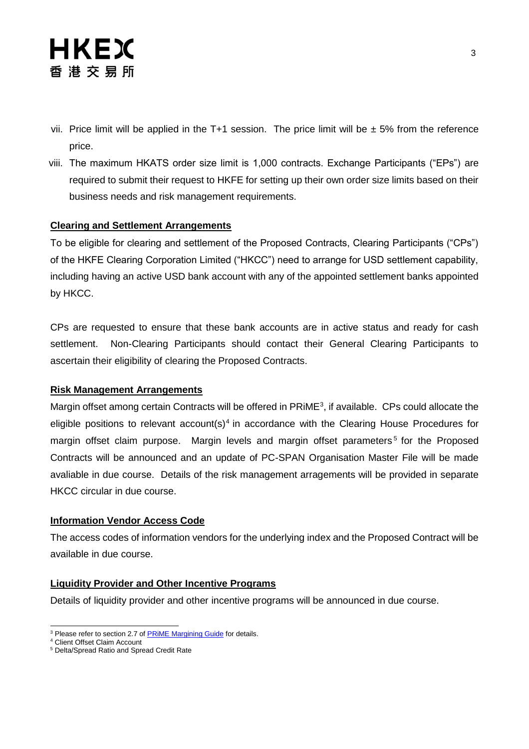vii. Price limit will be applied in the T+1 session. The price limit will be ± 5% from the reference price.

viii. The maximum HKATS order size limit is 1,000 contracts. Exchange Participants ("EPs") are required to submit their request to HKFE for setting up their own order size limits based on their business needs and risk management requirements.

**Clearing and Settlement Arrangements**

To be eligible for clearing and settlement of the Proposed Contracts, Clearing Participants ("CPs") of the HKFE Clearing Corporation Limited ("HKCC") need to arrange for USD settlement capability, including having an active USD bank account with any of the appointed settlement banks appointed by HKCC.

CPs are requested to ensure that these bank accounts are in active status and ready for cash settlement. Non-Clearing Participants should contact their General Clearing Participants to ascertain their eligibility of clearing the Proposed Contracts.

**Risk Management Arrangements**

Margin offset among certain Contracts will be offered in PRiME[3], if available. CPs could allocate the eligible positions to relevant account(s)[4] in accordance with the Clearing House Procedures for margin offset claim purpose. Margin levels and margin offset parameters[5] for the Proposed Contracts will be announced and an update of PC-SPAN Organisation Master File will be made avaliable in due course. Details of the risk management arragements will be provided in separate HKCC circular in due course.

**Information Vendor Access Code**

The access codes of information vendors for the underlying index and the Proposed Contract will be available in due course.

**Liquidity Provider and Other Incentive Programs**

Details of liquidity provider and other incentive programs will be announced in due course.

---

[3] Please refer to section 2.7 of [PRiME Margining Guide] for details.

[4] Client Offset Claim Account

[5] Delta/Spread Ratio and Spread Credit Rate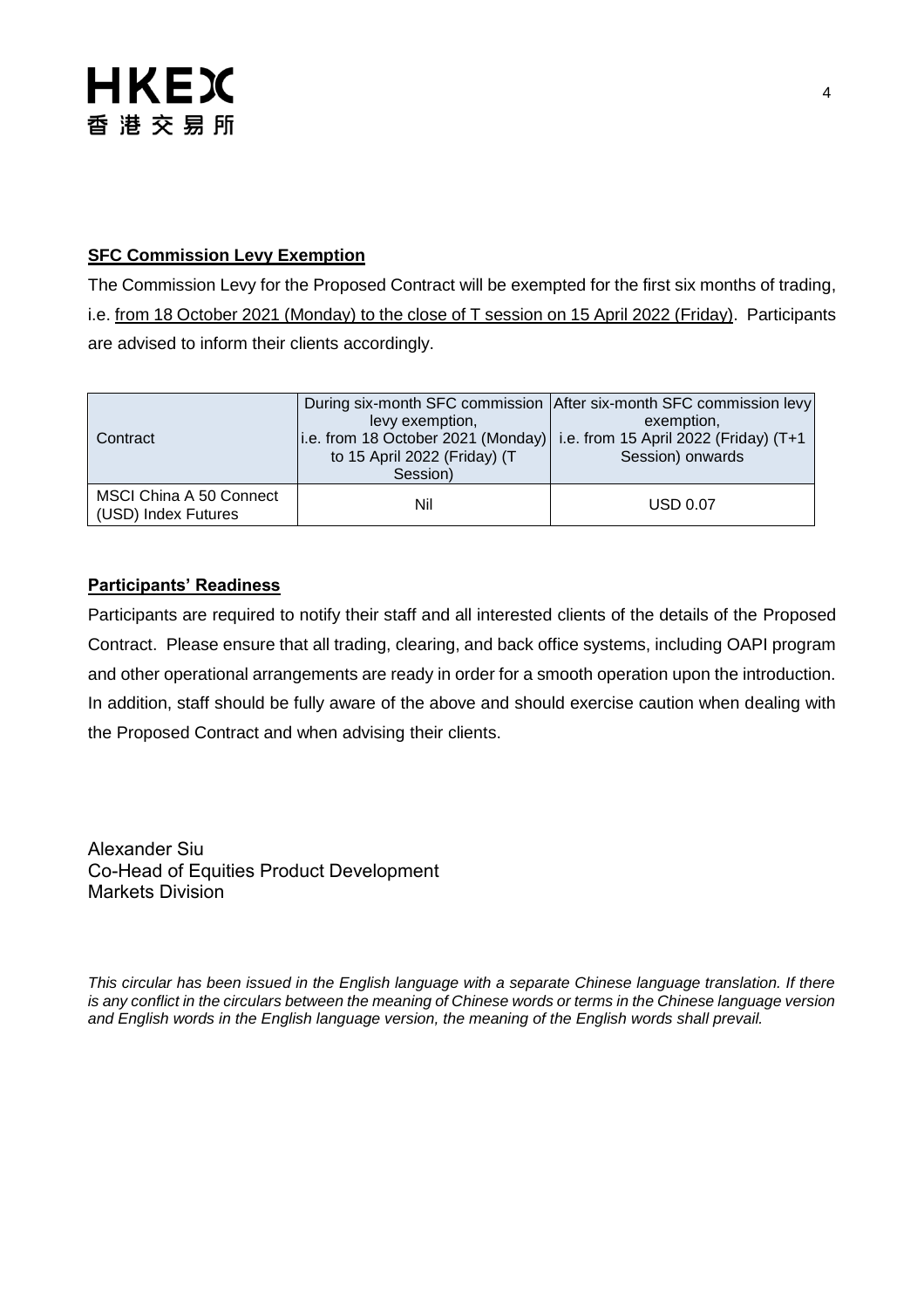**SFC Commission Levy Exemption**

The Commission Levy for the Proposed Contract will be exempted for the first six months of trading, i.e. from 18 October 2021 (Monday) to the close of T session on 15 April 2022 (Friday). Participants are advised to inform their clients accordingly.

| Contract | During six-month SFC commission levy exemption, i.e. from 18 October 2021 (Monday) to 15 April 2022 (Friday) (T Session) | After six-month SFC commission levy exemption, i.e. from 15 April 2022 (Friday) (T+1 Session) onwards |
| --- | --- | --- |
| MSCI China A 50 Connect (USD) Index Futures | Nil | USD 0.07 |

**Participants' Readiness**

Participants are required to notify their staff and all interested clients of the details of the Proposed Contract. Please ensure that all trading, clearing, and back office systems, including OAPI program and other operational arrangements are ready in order for a smooth operation upon the introduction. In addition, staff should be fully aware of the above and should exercise caution when dealing with the Proposed Contract and when advising their clients.

Alexander Siu
Co-Head of Equities Product Development
Markets Division

*This circular has been issued in the English language with a separate Chinese language translation. If there is any conflict in the circulars between the meaning of Chinese words or terms in the Chinese language version and English words in the English language version, the meaning of the English words shall prevail.*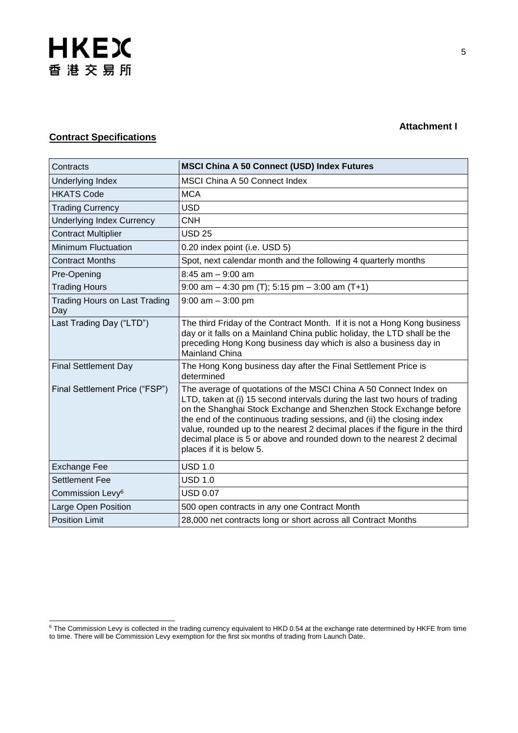**Attachment I**

**Contract Specifications**

| Contracts | **MSCI China A 50 Connect (USD) Index Futures** |
|---|---|
| Underlying Index | MSCI China A 50 Connect Index |
| HKATS Code | MCA |
| Trading Currency | USD |
| Underlying Index Currency | CNH |
| Contract Multiplier | USD 25 |
| Minimum Fluctuation | 0.20 index point (i.e. USD 5) |
| Contract Months | Spot, next calendar month and the following 4 quarterly months |
| Pre-Opening | 8:45 am – 9:00 am |
| Trading Hours | 9:00 am – 4:30 pm (T); 5:15 pm – 3:00 am (T+1) |
| Trading Hours on Last Trading Day | 9:00 am – 3:00 pm |
| Last Trading Day ("LTD") | The third Friday of the Contract Month. If it is not a Hong Kong business day or it falls on a Mainland China public holiday, the LTD shall be the preceding Hong Kong business day which is also a business day in Mainland China |
| Final Settlement Day | The Hong Kong business day after the Final Settlement Price is determined |
| Final Settlement Price ("FSP") | The average of quotations of the MSCI China A 50 Connect Index on LTD, taken at (i) 15 second intervals during the last two hours of trading on the Shanghai Stock Exchange and Shenzhen Stock Exchange before the end of the continuous trading sessions, and (ii) the closing index value, rounded up to the nearest 2 decimal places if the figure in the third decimal place is 5 or above and rounded down to the nearest 2 decimal places if it is below 5. |
| Exchange Fee | USD 1.0 |
| Settlement Fee | USD 1.0 |
| Commission Levy[6] | USD 0.07 |
| Large Open Position | 500 open contracts in any one Contract Month |
| Position Limit | 28,000 net contracts long or short across all Contract Months |

[6] The Commission Levy is collected in the trading currency equivalent to HKD 0.54 at the exchange rate determined by HKFE from time to time. There will be Commission Levy exemption for the first six months of trading from Launch Date.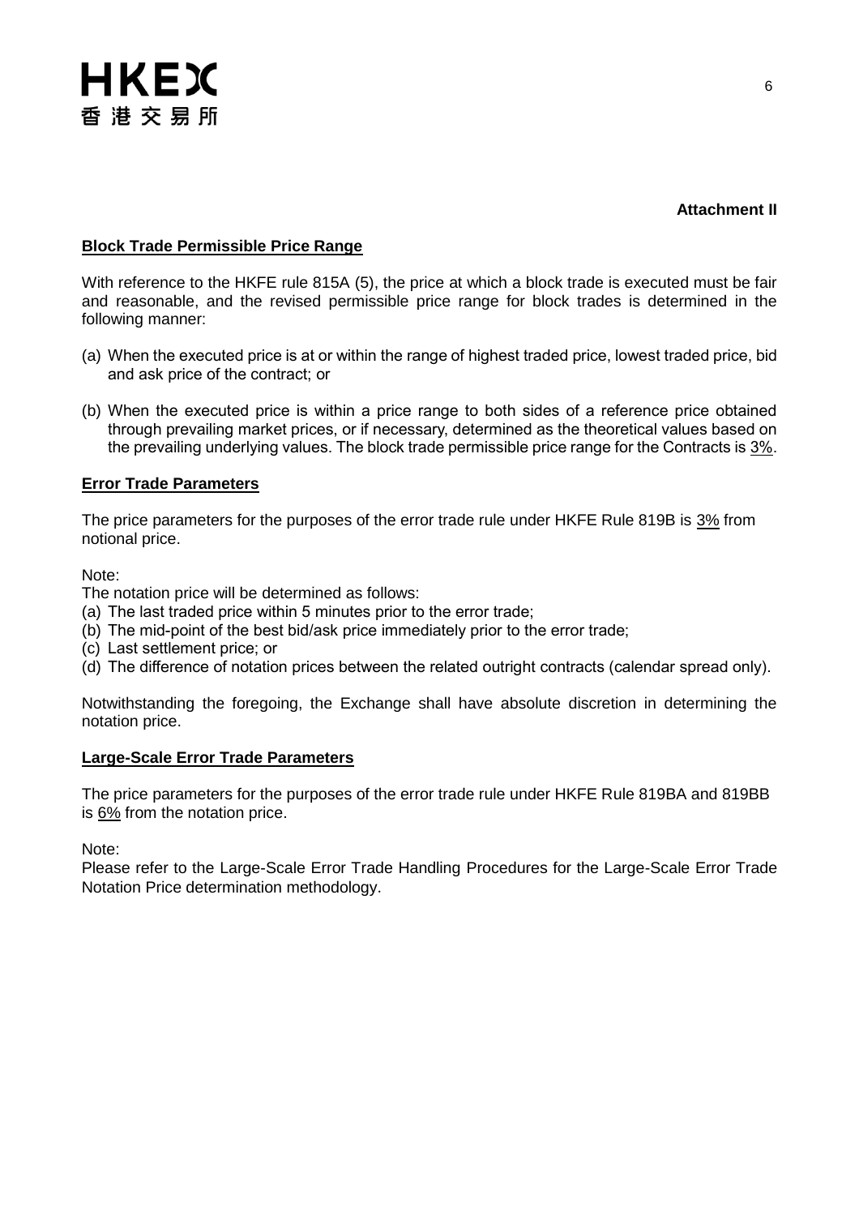**Attachment II**

**Block Trade Permissible Price Range**

With reference to the HKFE rule 815A (5), the price at which a block trade is executed must be fair and reasonable, and the revised permissible price range for block trades is determined in the following manner:

(a) When the executed price is at or within the range of highest traded price, lowest traded price, bid and ask price of the contract; or

(b) When the executed price is within a price range to both sides of a reference price obtained through prevailing market prices, or if necessary, determined as the theoretical values based on the prevailing underlying values. The block trade permissible price range for the Contracts is 3%.

**Error Trade Parameters**

The price parameters for the purposes of the error trade rule under HKFE Rule 819B is 3% from notional price.

Note:

The notation price will be determined as follows:

(a) The last traded price within 5 minutes prior to the error trade;
(b) The mid-point of the best bid/ask price immediately prior to the error trade;
(c) Last settlement price; or
(d) The difference of notation prices between the related outright contracts (calendar spread only).

Notwithstanding the foregoing, the Exchange shall have absolute discretion in determining the notation price.

**Large-Scale Error Trade Parameters**

The price parameters for the purposes of the error trade rule under HKFE Rule 819BA and 819BB is 6% from the notation price.

Note:

Please refer to the Large-Scale Error Trade Handling Procedures for the Large-Scale Error Trade Notation Price determination methodology.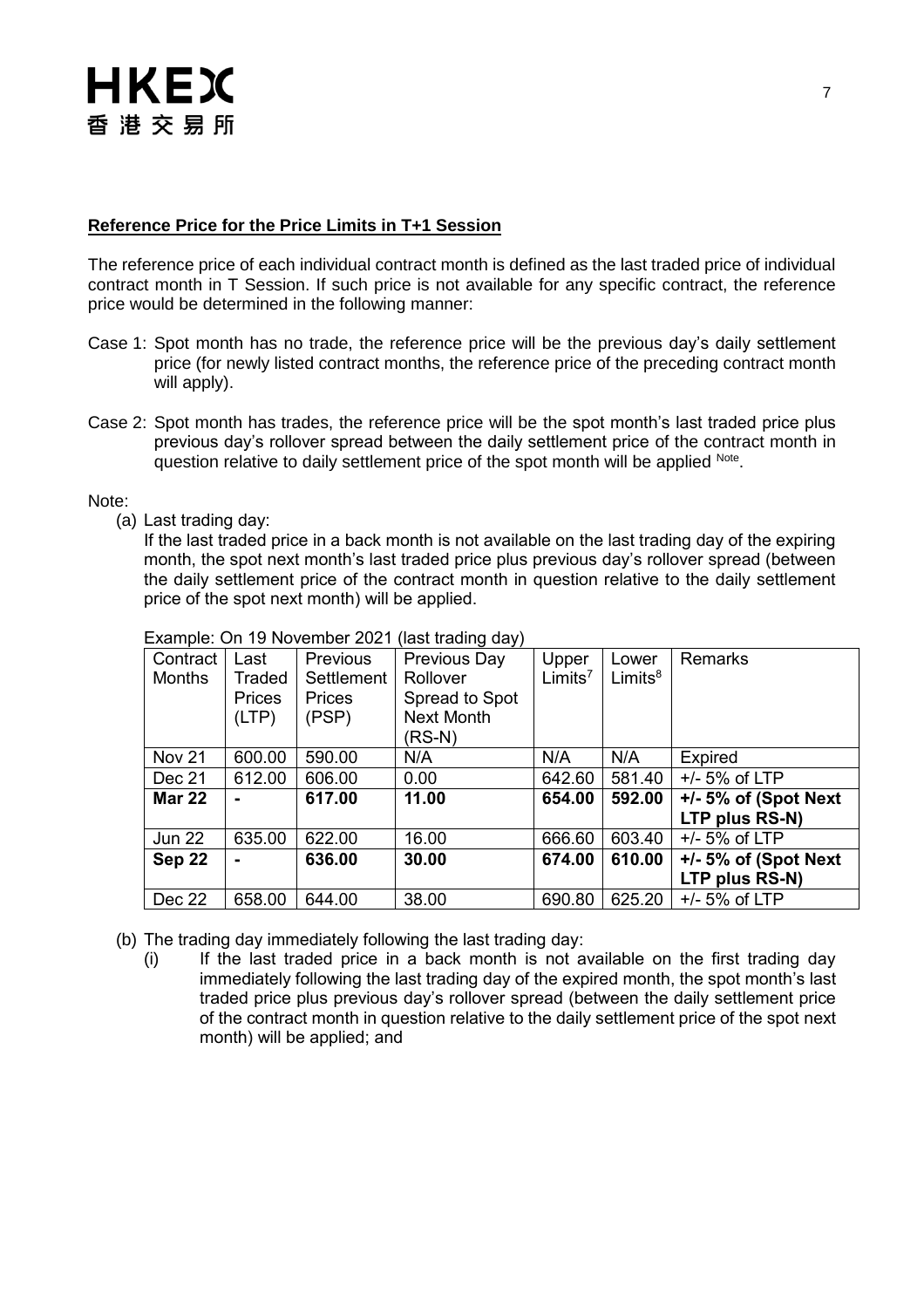**Reference Price for the Price Limits in T+1 Session**

The reference price of each individual contract month is defined as the last traded price of individual contract month in T Session. If such price is not available for any specific contract, the reference price would be determined in the following manner:

Case 1: Spot month has no trade, the reference price will be the previous day's daily settlement price (for newly listed contract months, the reference price of the preceding contract month will apply).

Case 2: Spot month has trades, the reference price will be the spot month's last traded price plus previous day's rollover spread between the daily settlement price of the contract month in question relative to daily settlement price of the spot month will be applied [Note].

Note:

(a) Last trading day:

If the last traded price in a back month is not available on the last trading day of the expiring month, the spot next month's last traded price plus previous day's rollover spread (between the daily settlement price of the contract month in question relative to the daily settlement price of the spot next month) will be applied.

Example: On 19 November 2021 (last trading day)

| Contract Months | Last Traded Prices (LTP) | Previous Settlement Prices (PSP) | Previous Day Rollover Spread to Spot Next Month (RS-N) | Upper Limits[7] | Lower Limits[8] | Remarks |
|---|---|---|---|---|---|---|
| Nov 21 | 600.00 | 590.00 | N/A | N/A | N/A | Expired |
| Dec 21 | 612.00 | 606.00 | 0.00 | 642.60 | 581.40 | +/- 5% of LTP |
| **Mar 22** | **-** | **617.00** | **11.00** | **654.00** | **592.00** | **+/- 5% of (Spot Next LTP plus RS-N)** |
| Jun 22 | 635.00 | 622.00 | 16.00 | 666.60 | 603.40 | +/- 5% of LTP |
| **Sep 22** | **-** | **636.00** | **30.00** | **674.00** | **610.00** | **+/- 5% of (Spot Next LTP plus RS-N)** |
| Dec 22 | 658.00 | 644.00 | 38.00 | 690.80 | 625.20 | +/- 5% of LTP |

(b) The trading day immediately following the last trading day:

(i) If the last traded price in a back month is not available on the first trading day immediately following the last trading day of the expired month, the spot month's last traded price plus previous day's rollover spread (between the daily settlement price of the contract month in question relative to the daily settlement price of the spot next month) will be applied; and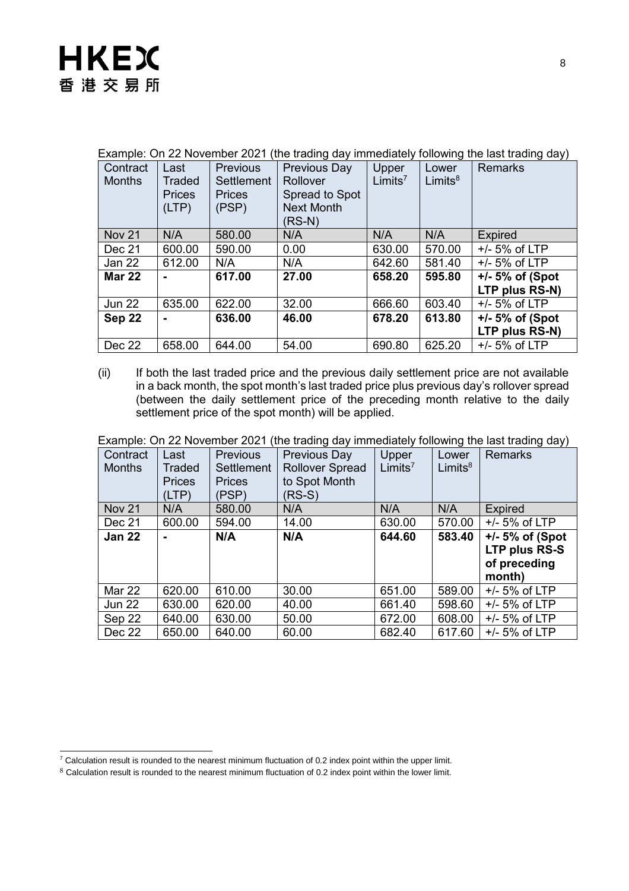Example: On 22 November 2021 (the trading day immediately following the last trading day)

| Contract Months | Last Traded Prices (LTP) | Previous Settlement Prices (PSP) | Previous Day Rollover Spread to Spot Next Month (RS-N) | Upper Limits[7] | Lower Limits[8] | Remarks |
|---|---|---|---|---|---|---|
| Nov 21 | N/A | 580.00 | N/A | N/A | N/A | Expired |
| Dec 21 | 600.00 | 590.00 | 0.00 | 630.00 | 570.00 | +/- 5% of LTP |
| Jan 22 | 612.00 | N/A | N/A | 642.60 | 581.40 | +/- 5% of LTP |
| **Mar 22** | **-** | **617.00** | **27.00** | **658.20** | **595.80** | **+/- 5% of (Spot LTP plus RS-N)** |
| Jun 22 | 635.00 | 622.00 | 32.00 | 666.60 | 603.40 | +/- 5% of LTP |
| **Sep 22** | **-** | **636.00** | **46.00** | **678.20** | **613.80** | **+/- 5% of (Spot LTP plus RS-N)** |
| Dec 22 | 658.00 | 644.00 | 54.00 | 690.80 | 625.20 | +/- 5% of LTP |

(ii) If both the last traded price and the previous daily settlement price are not available in a back month, the spot month's last traded price plus previous day's rollover spread (between the daily settlement price of the preceding month relative to the daily settlement price of the spot month) will be applied.

Example: On 22 November 2021 (the trading day immediately following the last trading day)

| Contract Months | Last Traded Prices (LTP) | Previous Settlement Prices (PSP) | Previous Day Rollover Spread to Spot Month (RS-S) | Upper Limits[7] | Lower Limits[8] | Remarks |
|---|---|---|---|---|---|---|
| Nov 21 | N/A | 580.00 | N/A | N/A | N/A | Expired |
| Dec 21 | 600.00 | 594.00 | 14.00 | 630.00 | 570.00 | +/- 5% of LTP |
| **Jan 22** | **-** | **N/A** | **N/A** | **644.60** | **583.40** | **+/- 5% of (Spot LTP plus RS-S of preceding month)** |
| Mar 22 | 620.00 | 610.00 | 30.00 | 651.00 | 589.00 | +/- 5% of LTP |
| Jun 22 | 630.00 | 620.00 | 40.00 | 661.40 | 598.60 | +/- 5% of LTP |
| Sep 22 | 640.00 | 630.00 | 50.00 | 672.00 | 608.00 | +/- 5% of LTP |
| Dec 22 | 650.00 | 640.00 | 60.00 | 682.40 | 617.60 | +/- 5% of LTP |

[7] Calculation result is rounded to the nearest minimum fluctuation of 0.2 index point within the upper limit.

[8] Calculation result is rounded to the nearest minimum fluctuation of 0.2 index point within the lower limit.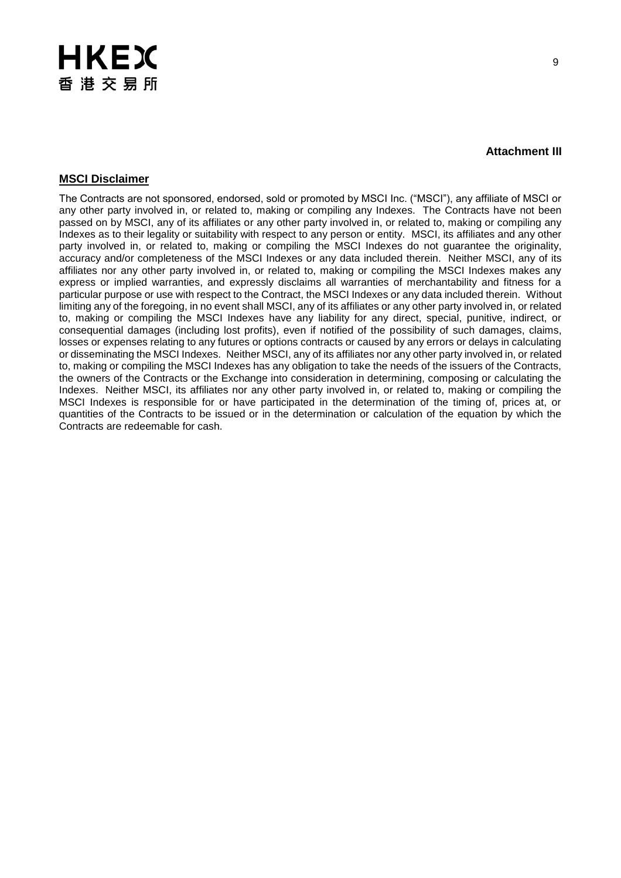**Attachment III**

## MSCI Disclaimer

The Contracts are not sponsored, endorsed, sold or promoted by MSCI Inc. ("MSCI"), any affiliate of MSCI or any other party involved in, or related to, making or compiling any Indexes. The Contracts have not been passed on by MSCI, any of its affiliates or any other party involved in, or related to, making or compiling any Indexes as to their legality or suitability with respect to any person or entity. MSCI, its affiliates and any other party involved in, or related to, making or compiling the MSCI Indexes do not guarantee the originality, accuracy and/or completeness of the MSCI Indexes or any data included therein. Neither MSCI, any of its affiliates nor any other party involved in, or related to, making or compiling the MSCI Indexes makes any express or implied warranties, and expressly disclaims all warranties of merchantability and fitness for a particular purpose or use with respect to the Contract, the MSCI Indexes or any data included therein. Without limiting any of the foregoing, in no event shall MSCI, any of its affiliates or any other party involved in, or related to, making or compiling the MSCI Indexes have any liability for any direct, special, punitive, indirect, or consequential damages (including lost profits), even if notified of the possibility of such damages, claims, losses or expenses relating to any futures or options contracts or caused by any errors or delays in calculating or disseminating the MSCI Indexes. Neither MSCI, any of its affiliates nor any other party involved in, or related to, making or compiling the MSCI Indexes has any obligation to take the needs of the issuers of the Contracts, the owners of the Contracts or the Exchange into consideration in determining, composing or calculating the Indexes. Neither MSCI, its affiliates nor any other party involved in, or related to, making or compiling the MSCI Indexes is responsible for or have participated in the determination of the timing of, prices at, or quantities of the Contracts to be issued or in the determination or calculation of the equation by which the Contracts are redeemable for cash.